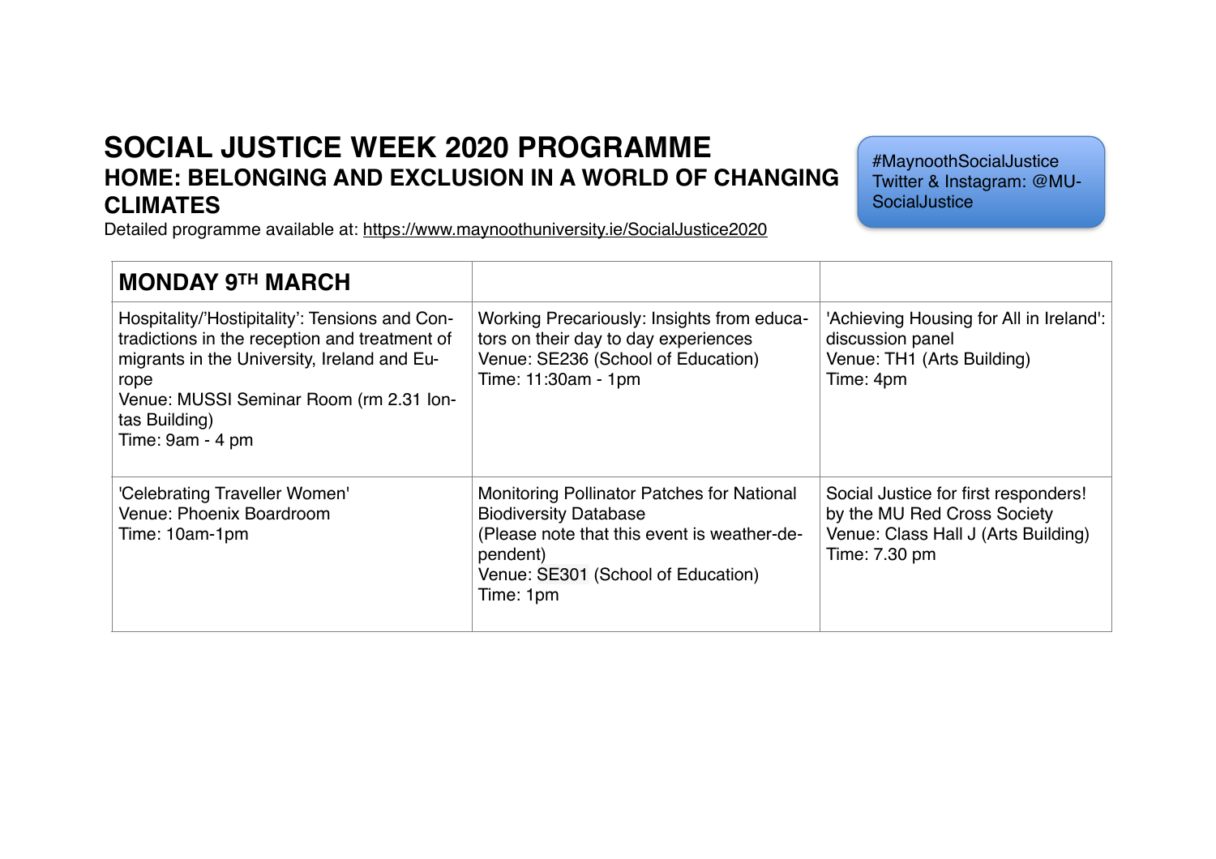# SOCIAL JUSTICE WEEK 2020 PROGRAMME

## HOME: BELONGING AND EXCLUSION IN A WORLD OF CHANGING CLIMATES

Detailed programme available at: https://www.maynoothuniversity.ie/SocialJustice2020

#MaynoothSocialJustice
Twitter & Instagram: @MU-SocialJustice

| **MONDAY 9TH MARCH** | | |
|---|---|---|
| Hospitality/'Hostipitality': Tensions and Contradictions in the reception and treatment of migrants in the University, Ireland and Europe<br>Venue: MUSSI Seminar Room (rm 2.31 Iontas Building)<br>Time: 9am - 4 pm | Working Precariously: Insights from educators on their day to day experiences<br>Venue: SE236 (School of Education)<br>Time: 11:30am - 1pm | 'Achieving Housing for All in Ireland': discussion panel<br>Venue: TH1 (Arts Building)<br>Time: 4pm |
| 'Celebrating Traveller Women'<br>Venue: Phoenix Boardroom<br>Time: 10am-1pm | Monitoring Pollinator Patches for National Biodiversity Database<br>(Please note that this event is weather-dependent)<br>Venue: SE301 (School of Education)<br>Time: 1pm | Social Justice for first responders! by the MU Red Cross Society<br>Venue: Class Hall J (Arts Building)<br>Time: 7.30 pm |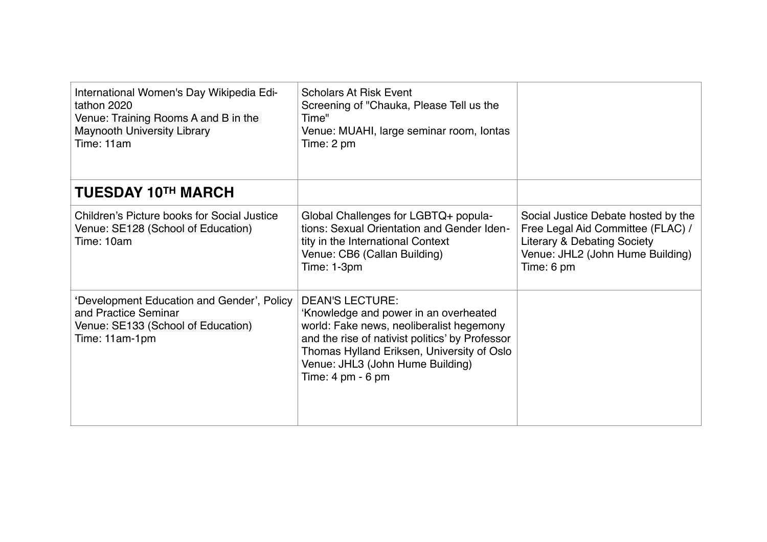| | | |
|---|---|---|
| International Women's Day Wikipedia Editathon 2020<br>Venue: Training Rooms A and B in the Maynooth University Library<br>Time: 11am | Scholars At Risk Event<br>Screening of "Chauka, Please Tell us the Time"<br>Venue: MUAHI, large seminar room, Iontas<br>Time: 2 pm | |
| **TUESDAY 10TH MARCH** | | |
| Children's Picture books for Social Justice<br>Venue: SE128 (School of Education)<br>Time: 10am | Global Challenges for LGBTQ+ populations: Sexual Orientation and Gender Identity in the International Context<br>Venue: CB6 (Callan Building)<br>Time: 1-3pm | Social Justice Debate hosted by the Free Legal Aid Committee (FLAC) / Literary & Debating Society<br>Venue: JHL2 (John Hume Building)<br>Time: 6 pm |
| 'Development Education and Gender', Policy and Practice Seminar<br>Venue: SE133 (School of Education)<br>Time: 11am-1pm | DEAN'S LECTURE:<br>'Knowledge and power in an overheated world: Fake news, neoliberalist hegemony and the rise of nativist politics' by Professor Thomas Hylland Eriksen, University of Oslo<br>Venue: JHL3 (John Hume Building)<br>Time: 4 pm - 6 pm | |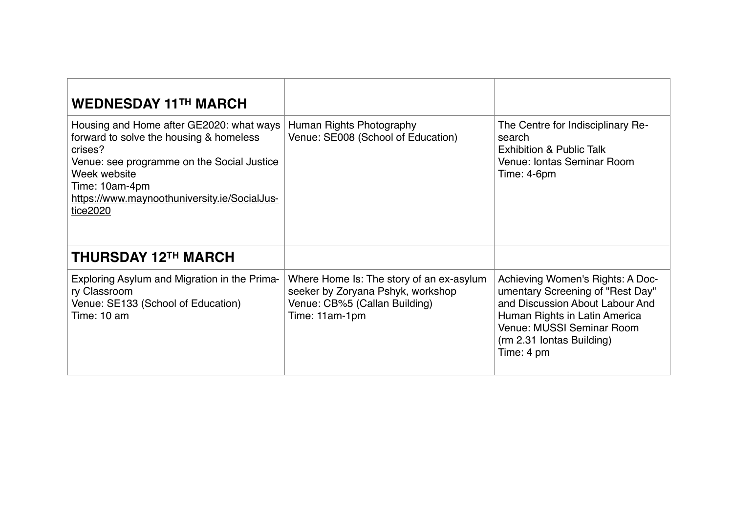| **WEDNESDAY 11TH MARCH** | | |
|---|---|---|
| Housing and Home after GE2020: what ways forward to solve the housing & homeless crises?<br>Venue: see programme on the Social Justice Week website<br>Time: 10am-4pm<br>https://www.maynoothuniversity.ie/SocialJustice2020 | Human Rights Photography<br>Venue: SE008 (School of Education) | The Centre for Indisciplinary Research<br>Exhibition & Public Talk<br>Venue: Iontas Seminar Room<br>Time: 4-6pm |
| **THURSDAY 12TH MARCH** | | |
| Exploring Asylum and Migration in the Primary Classroom<br>Venue: SE133 (School of Education)<br>Time: 10 am | Where Home Is: The story of an ex-asylum seeker by Zoryana Pshyk, workshop<br>Venue: CB%5 (Callan Building)<br>Time: 11am-1pm | Achieving Women's Rights: A Documentary Screening of "Rest Day" and Discussion About Labour And Human Rights in Latin America<br>Venue: MUSSI Seminar Room (rm 2.31 Iontas Building)<br>Time: 4 pm |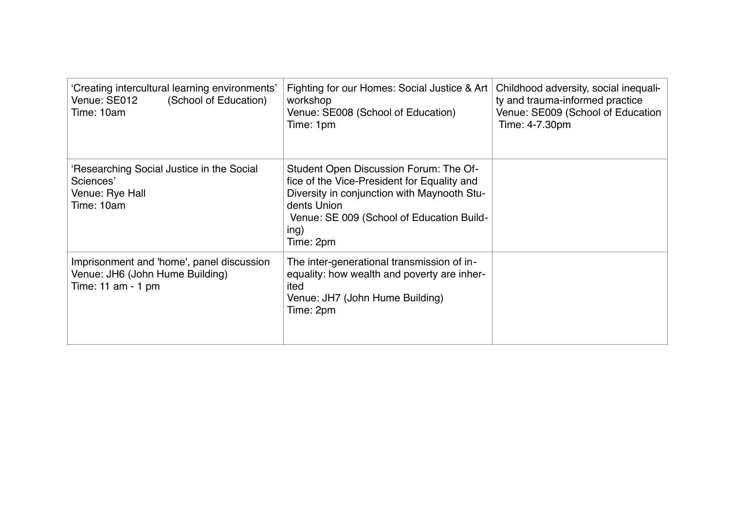| | | |
|---|---|---|
| 'Creating intercultural learning environments'<br>Venue: SE012 (School of Education)<br>Time: 10am | Fighting for our Homes: Social Justice & Art workshop<br>Venue: SE008 (School of Education)<br>Time: 1pm | Childhood adversity, social inequality and trauma-informed practice<br>Venue: SE009 (School of Education<br>Time: 4-7.30pm |
| 'Researching Social Justice in the Social Sciences'<br>Venue: Rye Hall<br>Time: 10am | Student Open Discussion Forum: The Office of the Vice-President for Equality and Diversity in conjunction with Maynooth Students Union<br>Venue: SE 009 (School of Education Building)<br>Time: 2pm | |
| Imprisonment and 'home', panel discussion<br>Venue: JH6 (John Hume Building)<br>Time: 11 am - 1 pm | The inter-generational transmission of inequality: how wealth and poverty are inherited<br>Venue: JH7 (John Hume Building)<br>Time: 2pm | |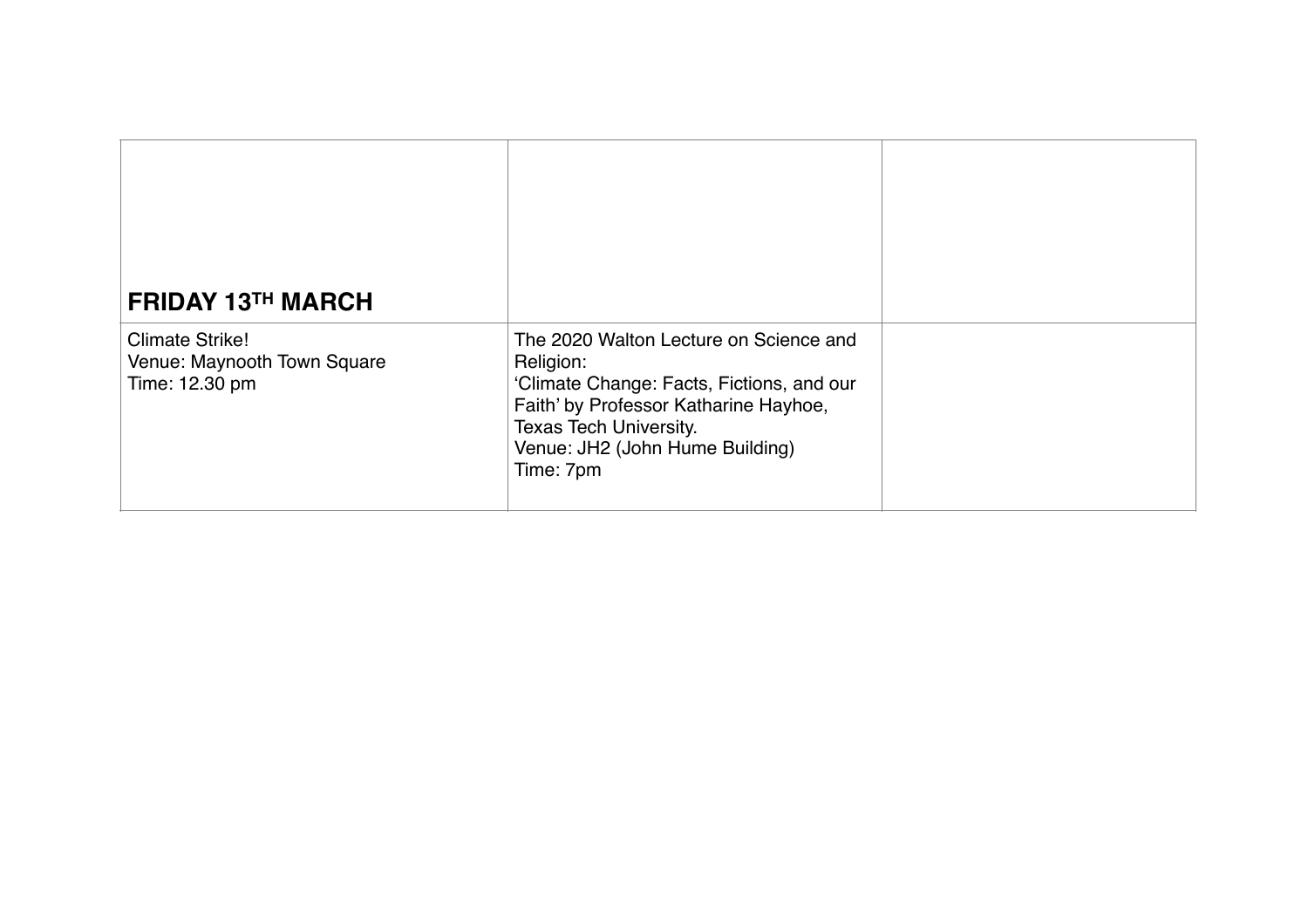| FRIDAY 13TH MARCH | | |
|---|---|---|
| Climate Strike!<br>Venue: Maynooth Town Square<br>Time: 12.30 pm | The 2020 Walton Lecture on Science and Religion:<br>'Climate Change: Facts, Fictions, and our Faith' by Professor Katharine Hayhoe, Texas Tech University.<br>Venue: JH2 (John Hume Building)<br>Time: 7pm | |